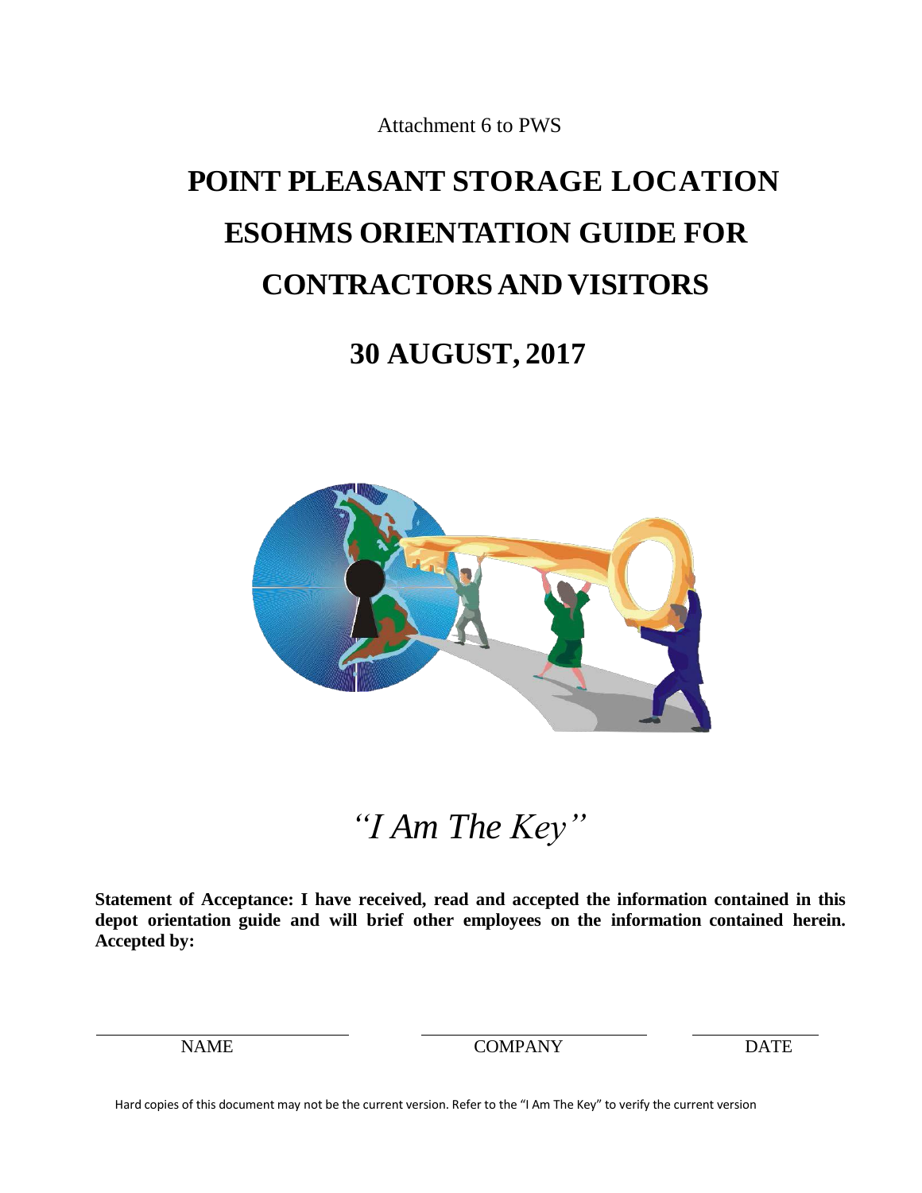Attachment 6 to PWS

# POINT PLEASANT STORAGE LOCATION ESOHMS ORIENTATION GUIDE FOR CONTRACTORS AND VISITORS

## 30 AUGUST, 2017

*"I Am The Key"*

**Statement of Acceptance: I have received, read and accepted the information contained in this depot orientation guide and will brief other employees on the information contained herein. Accepted by:**

| NAME | COMPANY | DATE |
|---|---|---|
| | | |

Hard copies of this document may not be the current version. Refer to the "I Am The Key" to verify the current version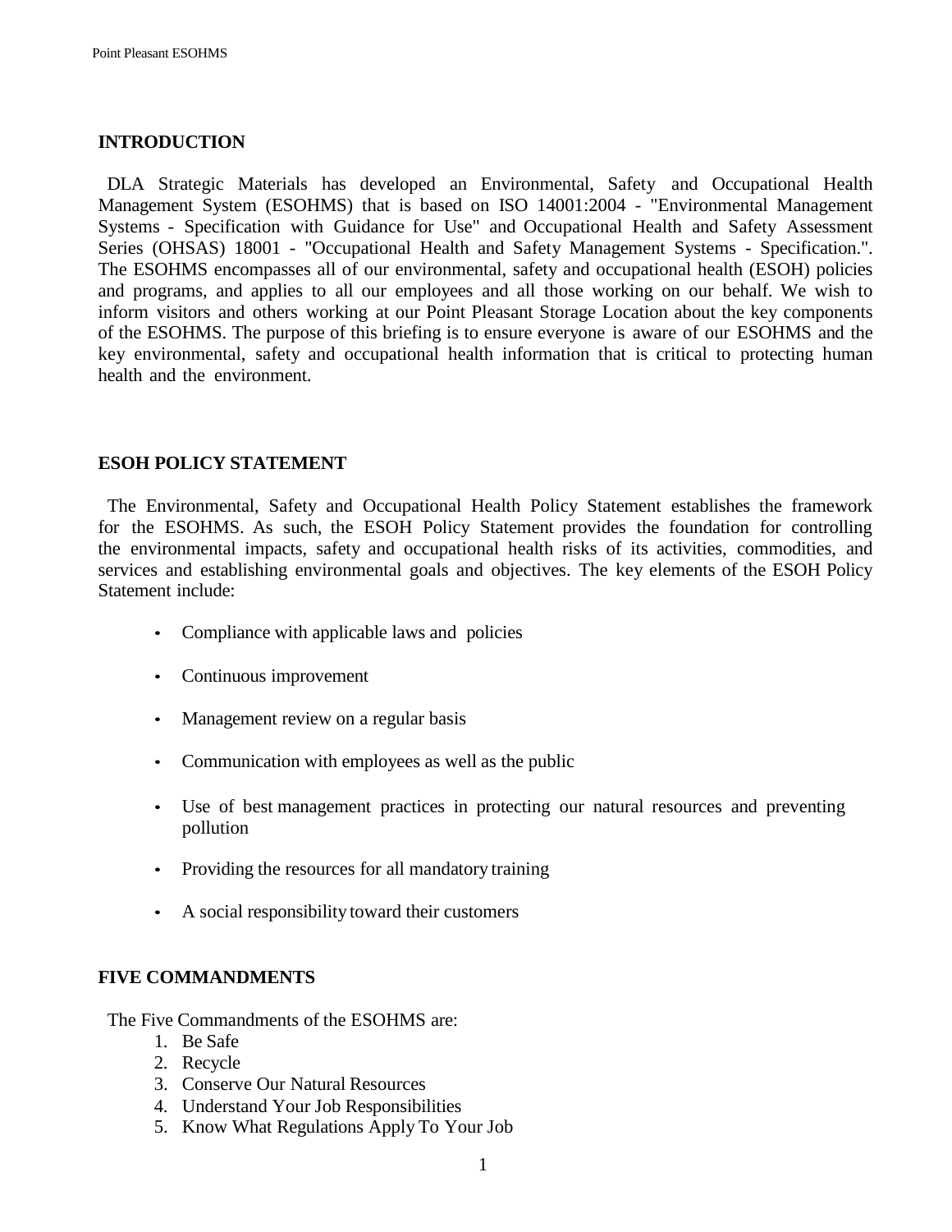## INTRODUCTION

DLA Strategic Materials has developed an Environmental, Safety and Occupational Health Management System (ESOHMS) that is based on ISO 14001:2004 - "Environmental Management Systems - Specification with Guidance for Use" and Occupational Health and Safety Assessment Series (OHSAS) 18001 - "Occupational Health and Safety Management Systems - Specification.". The ESOHMS encompasses all of our environmental, safety and occupational health (ESOH) policies and programs, and applies to all our employees and all those working on our behalf. We wish to inform visitors and others working at our Point Pleasant Storage Location about the key components of the ESOHMS. The purpose of this briefing is to ensure everyone is aware of our ESOHMS and the key environmental, safety and occupational health information that is critical to protecting human health and the environment.

## ESOH POLICY STATEMENT

The Environmental, Safety and Occupational Health Policy Statement establishes the framework for the ESOHMS. As such, the ESOH Policy Statement provides the foundation for controlling the environmental impacts, safety and occupational health risks of its activities, commodities, and services and establishing environmental goals and objectives. The key elements of the ESOH Policy Statement include:

- Compliance with applicable laws and policies
- Continuous improvement
- Management review on a regular basis
- Communication with employees as well as the public
- Use of best management practices in protecting our natural resources and preventing pollution
- Providing the resources for all mandatory training
- A social responsibility toward their customers

## FIVE COMMANDMENTS

The Five Commandments of the ESOHMS are:

1. Be Safe
2. Recycle
3. Conserve Our Natural Resources
4. Understand Your Job Responsibilities
5. Know What Regulations Apply To Your Job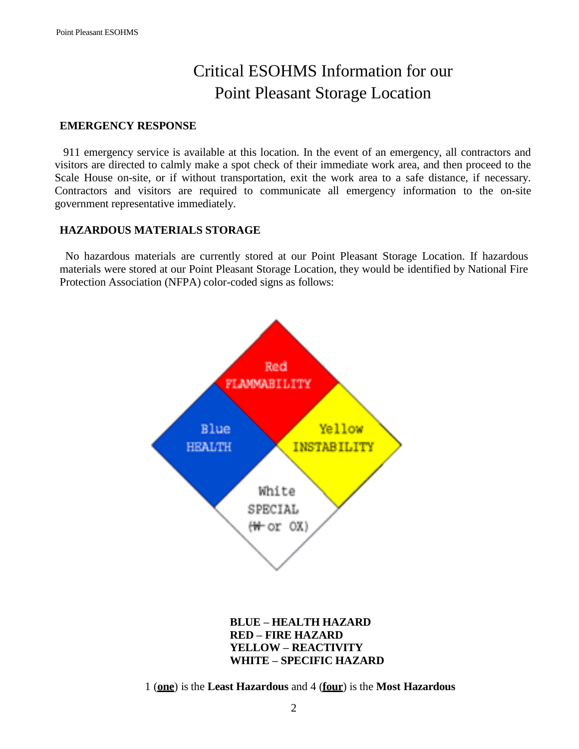# Critical ESOHMS Information for our Point Pleasant Storage Location

## EMERGENCY RESPONSE

911 emergency service is available at this location. In the event of an emergency, all contractors and visitors are directed to calmly make a spot check of their immediate work area, and then proceed to the Scale House on-site, or if without transportation, exit the work area to a safe distance, if necessary. Contractors and visitors are required to communicate all emergency information to the on-site government representative immediately.

## HAZARDOUS MATERIALS STORAGE

No hazardous materials are currently stored at our Point Pleasant Storage Location. If hazardous materials were stored at our Point Pleasant Storage Location, they would be identified by National Fire Protection Association (NFPA) color-coded signs as follows:

Red
FLAMMABILITY

Blue
HEALTH

Yellow
INSTABILITY

White
SPECIAL
(~~W~~ or OX)

**BLUE – HEALTH HAZARD**
**RED – FIRE HAZARD**
**YELLOW – REACTIVITY**
**WHITE – SPECIFIC HAZARD**

1 (**one**) is the **Least Hazardous** and 4 (**four**) is the **Most Hazardous**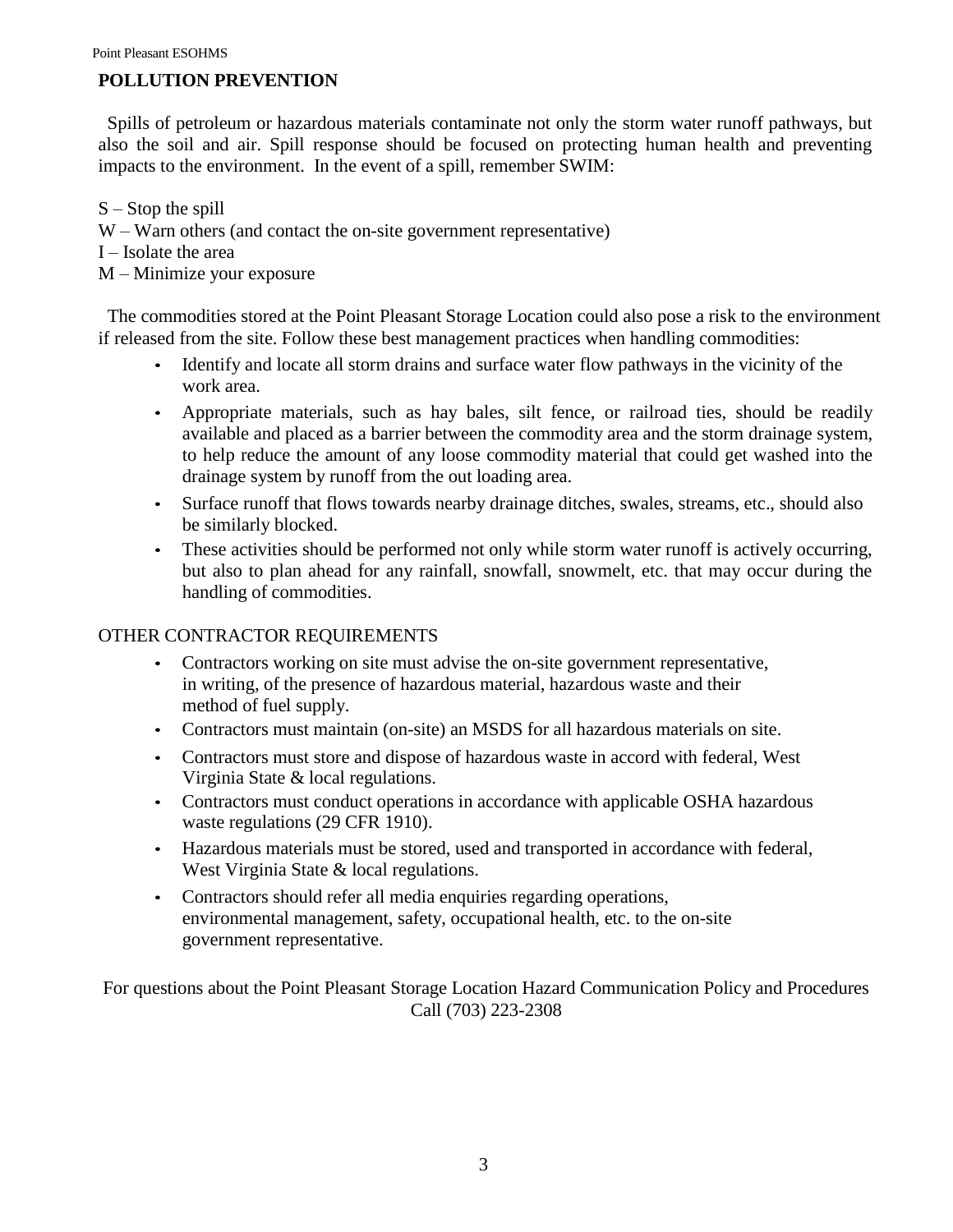## POLLUTION PREVENTION

Spills of petroleum or hazardous materials contaminate not only the storm water runoff pathways, but also the soil and air. Spill response should be focused on protecting human health and preventing impacts to the environment. In the event of a spill, remember SWIM:

S – Stop the spill
W – Warn others (and contact the on-site government representative)
I – Isolate the area
M – Minimize your exposure

The commodities stored at the Point Pleasant Storage Location could also pose a risk to the environment if released from the site. Follow these best management practices when handling commodities:

- Identify and locate all storm drains and surface water flow pathways in the vicinity of the work area.
- Appropriate materials, such as hay bales, silt fence, or railroad ties, should be readily available and placed as a barrier between the commodity area and the storm drainage system, to help reduce the amount of any loose commodity material that could get washed into the drainage system by runoff from the out loading area.
- Surface runoff that flows towards nearby drainage ditches, swales, streams, etc., should also be similarly blocked.
- These activities should be performed not only while storm water runoff is actively occurring, but also to plan ahead for any rainfall, snowfall, snowmelt, etc. that may occur during the handling of commodities.

## OTHER CONTRACTOR REQUIREMENTS

- Contractors working on site must advise the on-site government representative, in writing, of the presence of hazardous material, hazardous waste and their method of fuel supply.
- Contractors must maintain (on-site) an MSDS for all hazardous materials on site.
- Contractors must store and dispose of hazardous waste in accord with federal, West Virginia State & local regulations.
- Contractors must conduct operations in accordance with applicable OSHA hazardous waste regulations (29 CFR 1910).
- Hazardous materials must be stored, used and transported in accordance with federal, West Virginia State & local regulations.
- Contractors should refer all media enquiries regarding operations, environmental management, safety, occupational health, etc. to the on-site government representative.

For questions about the Point Pleasant Storage Location Hazard Communication Policy and Procedures
Call (703) 223-2308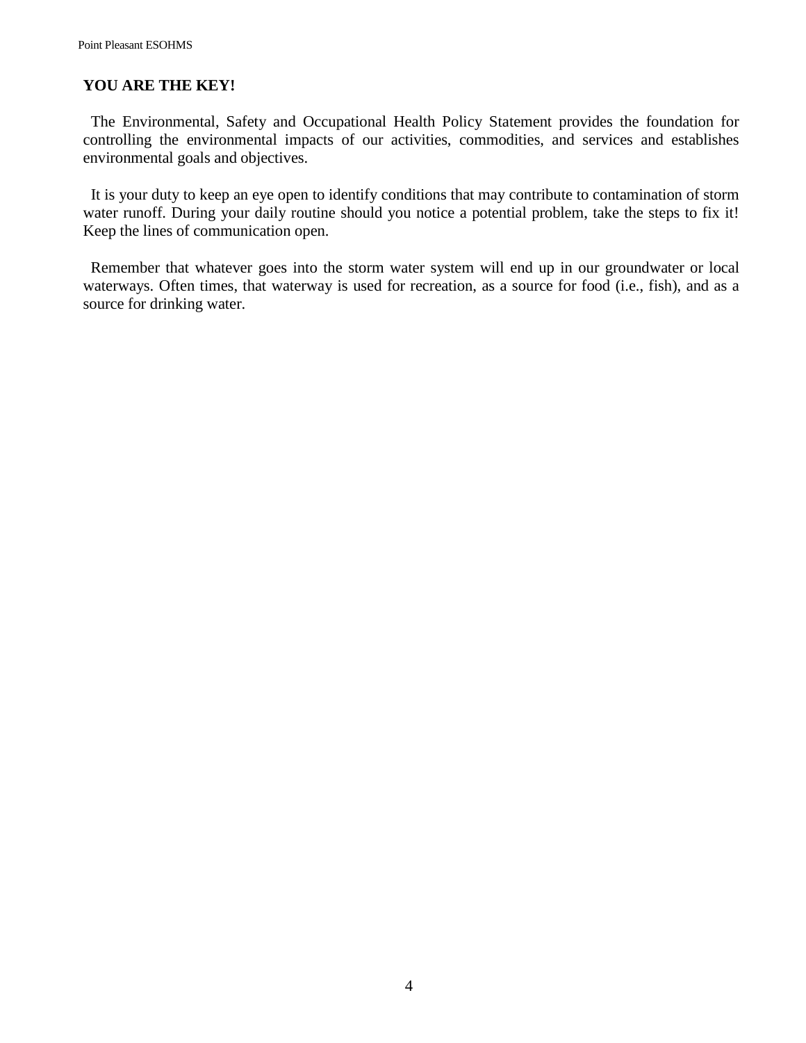## YOU ARE THE KEY!

The Environmental, Safety and Occupational Health Policy Statement provides the foundation for controlling the environmental impacts of our activities, commodities, and services and establishes environmental goals and objectives.

It is your duty to keep an eye open to identify conditions that may contribute to contamination of storm water runoff. During your daily routine should you notice a potential problem, take the steps to fix it! Keep the lines of communication open.

Remember that whatever goes into the storm water system will end up in our groundwater or local waterways. Often times, that waterway is used for recreation, as a source for food (i.e., fish), and as a source for drinking water.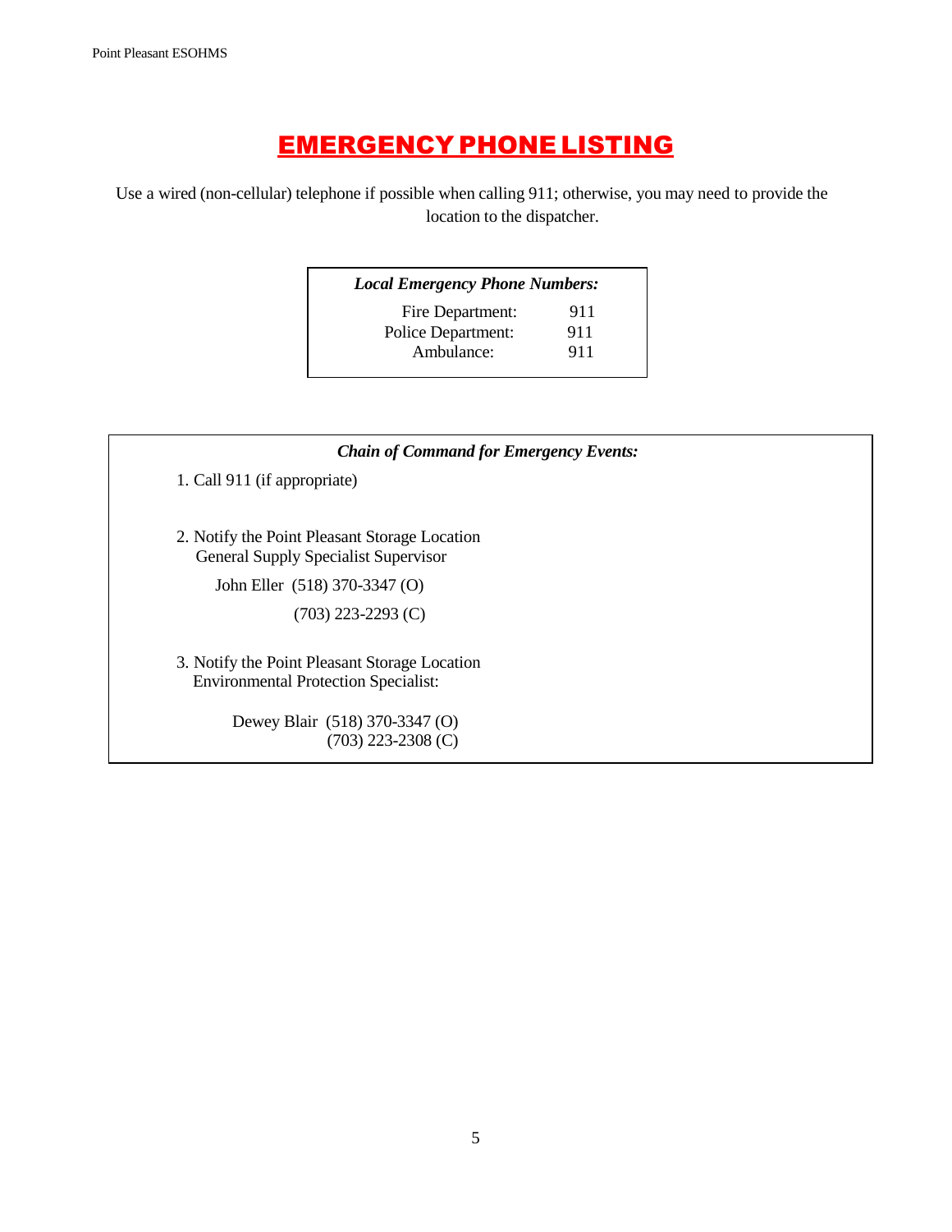# EMERGENCY PHONE LISTING

Use a wired (non-cellular) telephone if possible when calling 911; otherwise, you may need to provide the location to the dispatcher.

***Local Emergency Phone Numbers:***

| | |
|---|---|
| Fire Department: | 911 |
| Police Department: | 911 |
| Ambulance: | 911 |

***Chain of Command for Emergency Events:***

1. Call 911 (if appropriate)

2. Notify the Point Pleasant Storage Location General Supply Specialist Supervisor

   John Eller (518) 370-3347 (O)

   (703) 223-2293 (C)

3. Notify the Point Pleasant Storage Location Environmental Protection Specialist:

   Dewey Blair (518) 370-3347 (O)
   (703) 223-2308 (C)